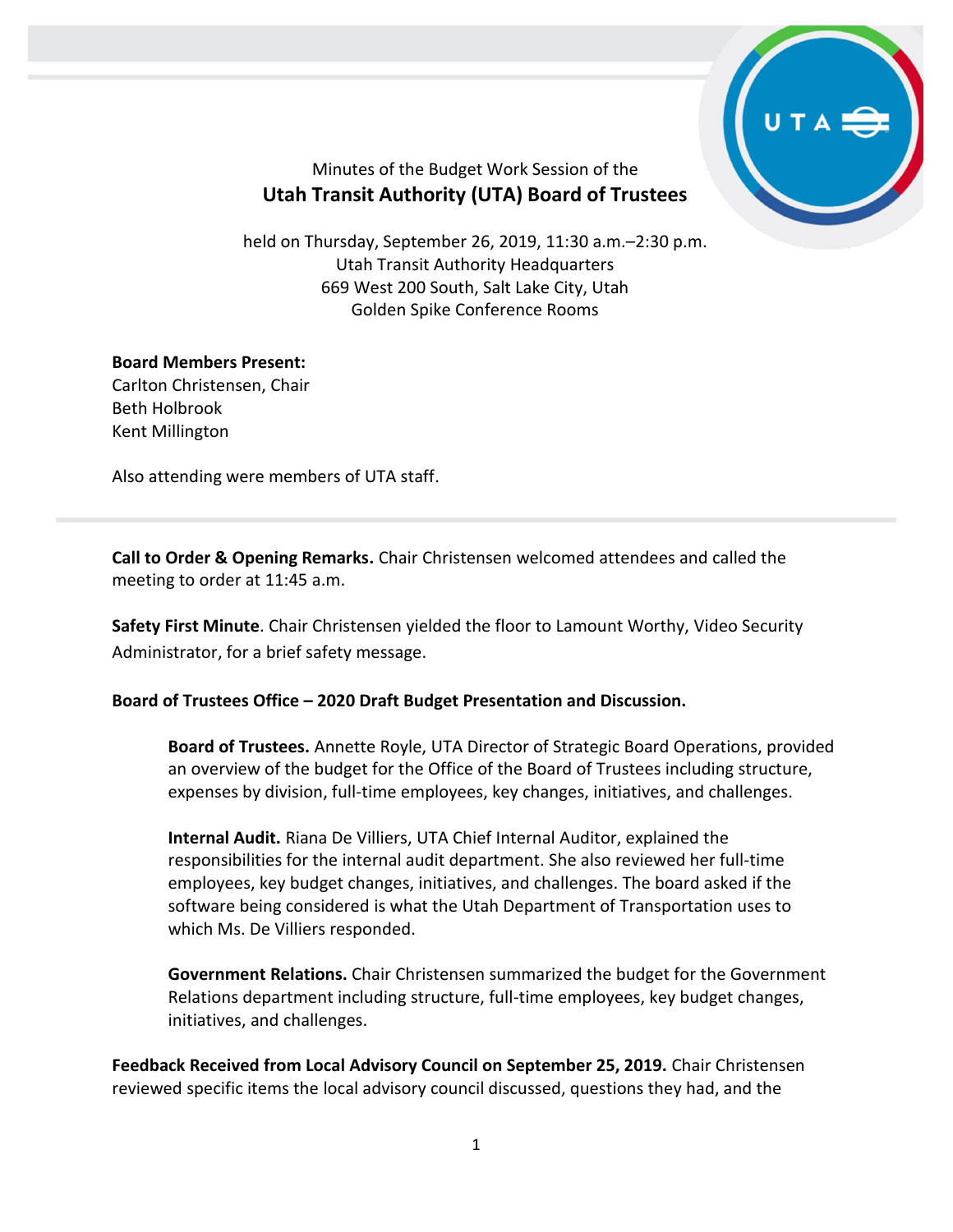Minutes of the Budget Work Session of the

# Utah Transit Authority (UTA) Board of Trustees

held on Thursday, September 26, 2019, 11:30 a.m.–2:30 p.m.
Utah Transit Authority Headquarters
669 West 200 South, Salt Lake City, Utah
Golden Spike Conference Rooms

**Board Members Present:**
Carlton Christensen, Chair
Beth Holbrook
Kent Millington

Also attending were members of UTA staff.

---

**Call to Order & Opening Remarks.** Chair Christensen welcomed attendees and called the meeting to order at 11:45 a.m.

**Safety First Minute**. Chair Christensen yielded the floor to Lamount Worthy, Video Security Administrator, for a brief safety message.

**Board of Trustees Office – 2020 Draft Budget Presentation and Discussion.**

> **Board of Trustees.** Annette Royle, UTA Director of Strategic Board Operations, provided an overview of the budget for the Office of the Board of Trustees including structure, expenses by division, full-time employees, key changes, initiatives, and challenges.
>
> **Internal Audit.** Riana De Villiers, UTA Chief Internal Auditor, explained the responsibilities for the internal audit department. She also reviewed her full-time employees, key budget changes, initiatives, and challenges. The board asked if the software being considered is what the Utah Department of Transportation uses to which Ms. De Villiers responded.
>
> **Government Relations.** Chair Christensen summarized the budget for the Government Relations department including structure, full-time employees, key budget changes, initiatives, and challenges.

**Feedback Received from Local Advisory Council on September 25, 2019.** Chair Christensen reviewed specific items the local advisory council discussed, questions they had, and the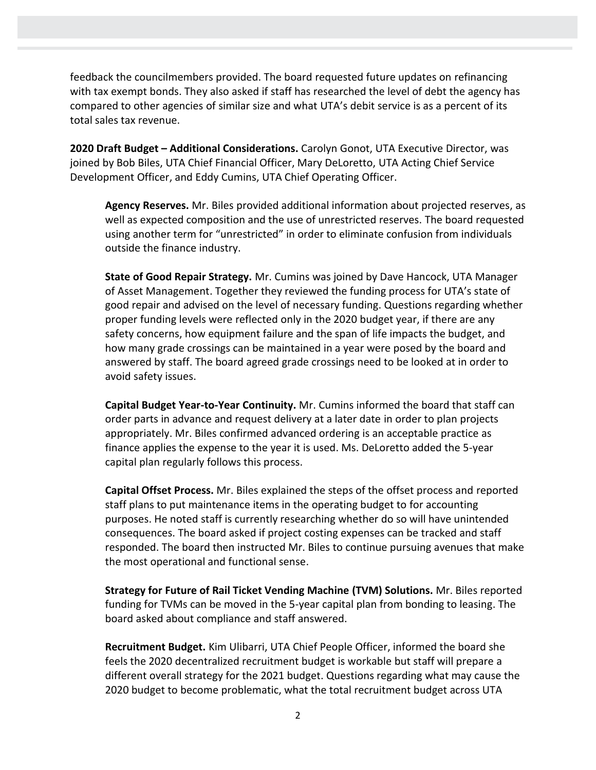feedback the councilmembers provided. The board requested future updates on refinancing with tax exempt bonds. They also asked if staff has researched the level of debt the agency has compared to other agencies of similar size and what UTA's debit service is as a percent of its total sales tax revenue.

**2020 Draft Budget – Additional Considerations.** Carolyn Gonot, UTA Executive Director, was joined by Bob Biles, UTA Chief Financial Officer, Mary DeLoretto, UTA Acting Chief Service Development Officer, and Eddy Cumins, UTA Chief Operating Officer.

> **Agency Reserves.** Mr. Biles provided additional information about projected reserves, as well as expected composition and the use of unrestricted reserves. The board requested using another term for "unrestricted" in order to eliminate confusion from individuals outside the finance industry.
>
> **State of Good Repair Strategy.** Mr. Cumins was joined by Dave Hancock, UTA Manager of Asset Management. Together they reviewed the funding process for UTA's state of good repair and advised on the level of necessary funding. Questions regarding whether proper funding levels were reflected only in the 2020 budget year, if there are any safety concerns, how equipment failure and the span of life impacts the budget, and how many grade crossings can be maintained in a year were posed by the board and answered by staff. The board agreed grade crossings need to be looked at in order to avoid safety issues.
>
> **Capital Budget Year-to-Year Continuity.** Mr. Cumins informed the board that staff can order parts in advance and request delivery at a later date in order to plan projects appropriately. Mr. Biles confirmed advanced ordering is an acceptable practice as finance applies the expense to the year it is used. Ms. DeLoretto added the 5-year capital plan regularly follows this process.
>
> **Capital Offset Process.** Mr. Biles explained the steps of the offset process and reported staff plans to put maintenance items in the operating budget to for accounting purposes. He noted staff is currently researching whether do so will have unintended consequences. The board asked if project costing expenses can be tracked and staff responded. The board then instructed Mr. Biles to continue pursuing avenues that make the most operational and functional sense.
>
> **Strategy for Future of Rail Ticket Vending Machine (TVM) Solutions.** Mr. Biles reported funding for TVMs can be moved in the 5-year capital plan from bonding to leasing. The board asked about compliance and staff answered.
>
> **Recruitment Budget.** Kim Ulibarri, UTA Chief People Officer, informed the board she feels the 2020 decentralized recruitment budget is workable but staff will prepare a different overall strategy for the 2021 budget. Questions regarding what may cause the 2020 budget to become problematic, what the total recruitment budget across UTA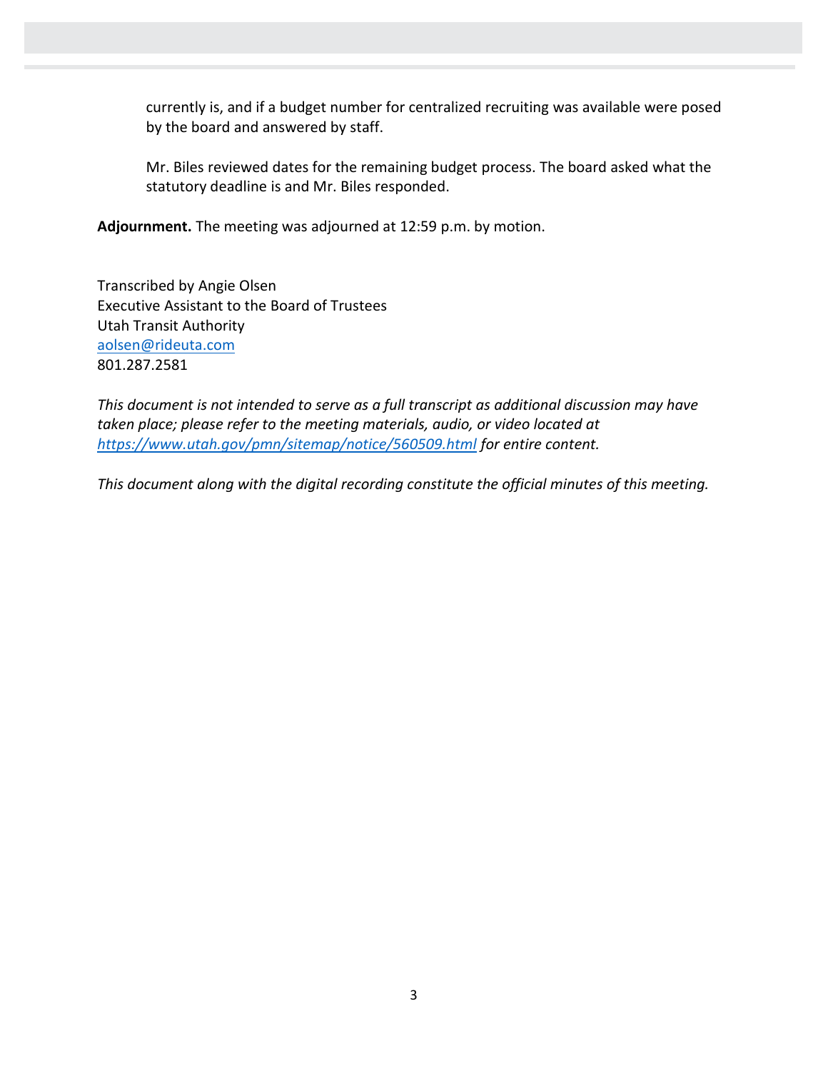currently is, and if a budget number for centralized recruiting was available were posed by the board and answered by staff.

Mr. Biles reviewed dates for the remaining budget process. The board asked what the statutory deadline is and Mr. Biles responded.

**Adjournment.** The meeting was adjourned at 12:59 p.m. by motion.

Transcribed by Angie Olsen
Executive Assistant to the Board of Trustees
Utah Transit Authority
aolsen@rideuta.com
801.287.2581

*This document is not intended to serve as a full transcript as additional discussion may have taken place; please refer to the meeting materials, audio, or video located at https://www.utah.gov/pmn/sitemap/notice/560509.html for entire content.*

*This document along with the digital recording constitute the official minutes of this meeting.*